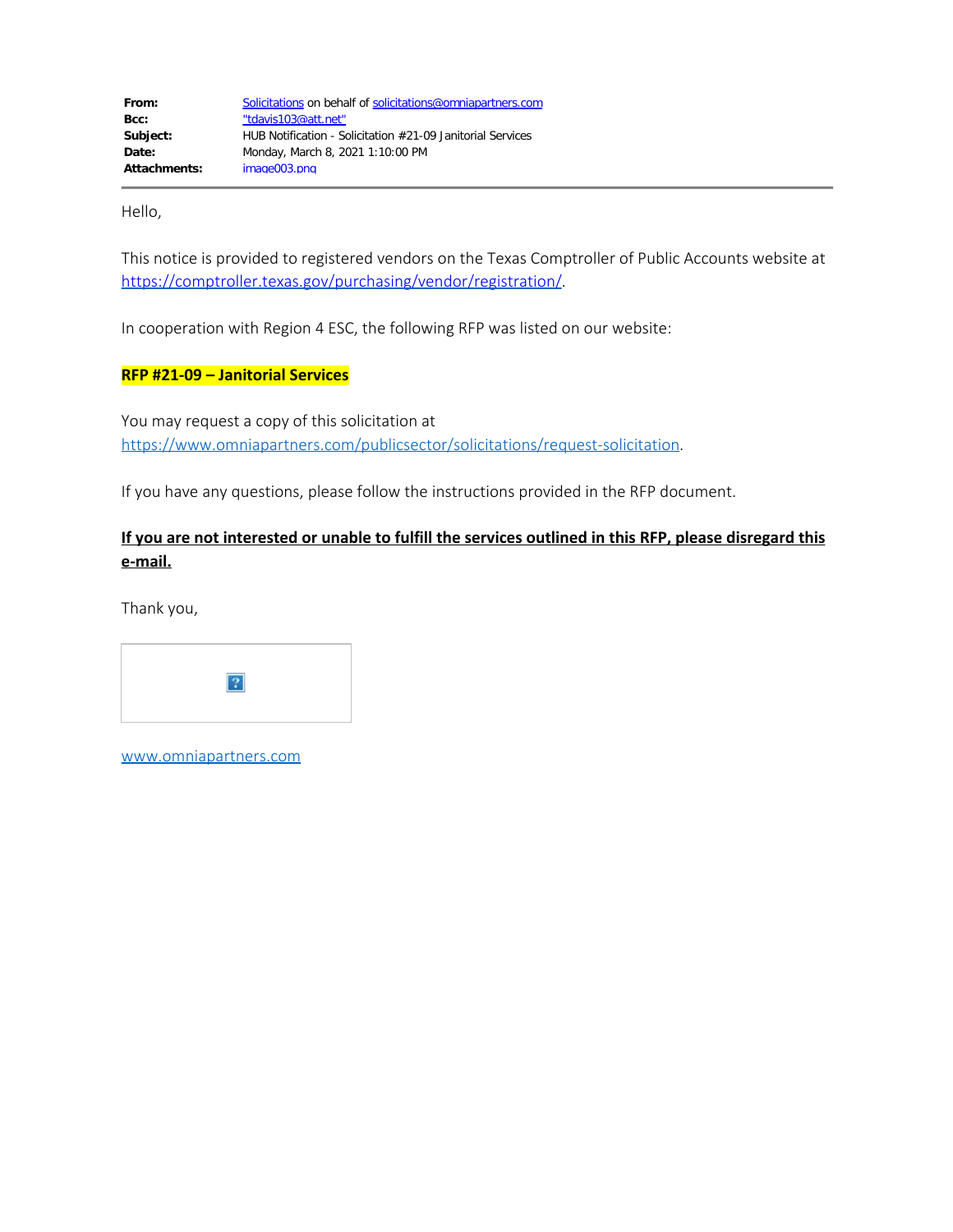| | |
|---|---|
| **From:** | Solicitations on behalf of solicitations@omniapartners.com |
| **Bcc:** | "tdavis103@att.net" |
| **Subject:** | HUB Notification - Solicitation #21-09 Janitorial Services |
| **Date:** | Monday, March 8, 2021 1:10:00 PM |
| **Attachments:** | image003.png |

Hello,

This notice is provided to registered vendors on the Texas Comptroller of Public Accounts website at https://comptroller.texas.gov/purchasing/vendor/registration/.

In cooperation with Region 4 ESC, the following RFP was listed on our website:

**RFP #21-09 – Janitorial Services**

You may request a copy of this solicitation at https://www.omniapartners.com/publicsector/solicitations/request-solicitation.

If you have any questions, please follow the instructions provided in the RFP document.

**If you are not interested or unable to fulfill the services outlined in this RFP, please disregard this e-mail.**

Thank you,

www.omniapartners.com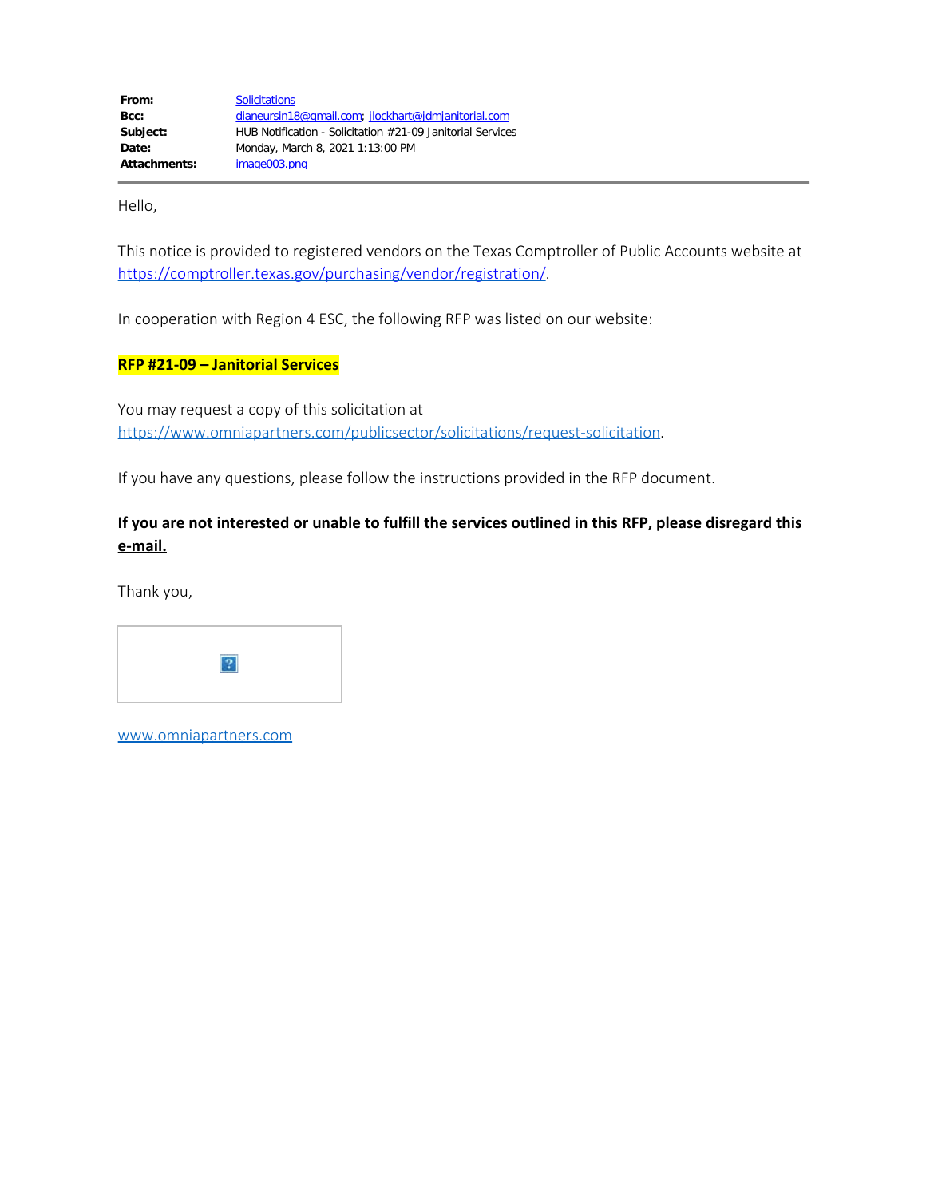| | |
|---|---|
| **From:** | Solicitations |
| **Bcc:** | dianeursin18@gmail.com; jlockhart@jdmjanitorial.com |
| **Subject:** | HUB Notification - Solicitation #21-09 Janitorial Services |
| **Date:** | Monday, March 8, 2021 1:13:00 PM |
| **Attachments:** | image003.png |

Hello,

This notice is provided to registered vendors on the Texas Comptroller of Public Accounts website at https://comptroller.texas.gov/purchasing/vendor/registration/.

In cooperation with Region 4 ESC, the following RFP was listed on our website:

**RFP #21-09 – Janitorial Services**

You may request a copy of this solicitation at https://www.omniapartners.com/publicsector/solicitations/request-solicitation.

If you have any questions, please follow the instructions provided in the RFP document.

**If you are not interested or unable to fulfill the services outlined in this RFP, please disregard this e-mail.**

Thank you,

www.omniapartners.com